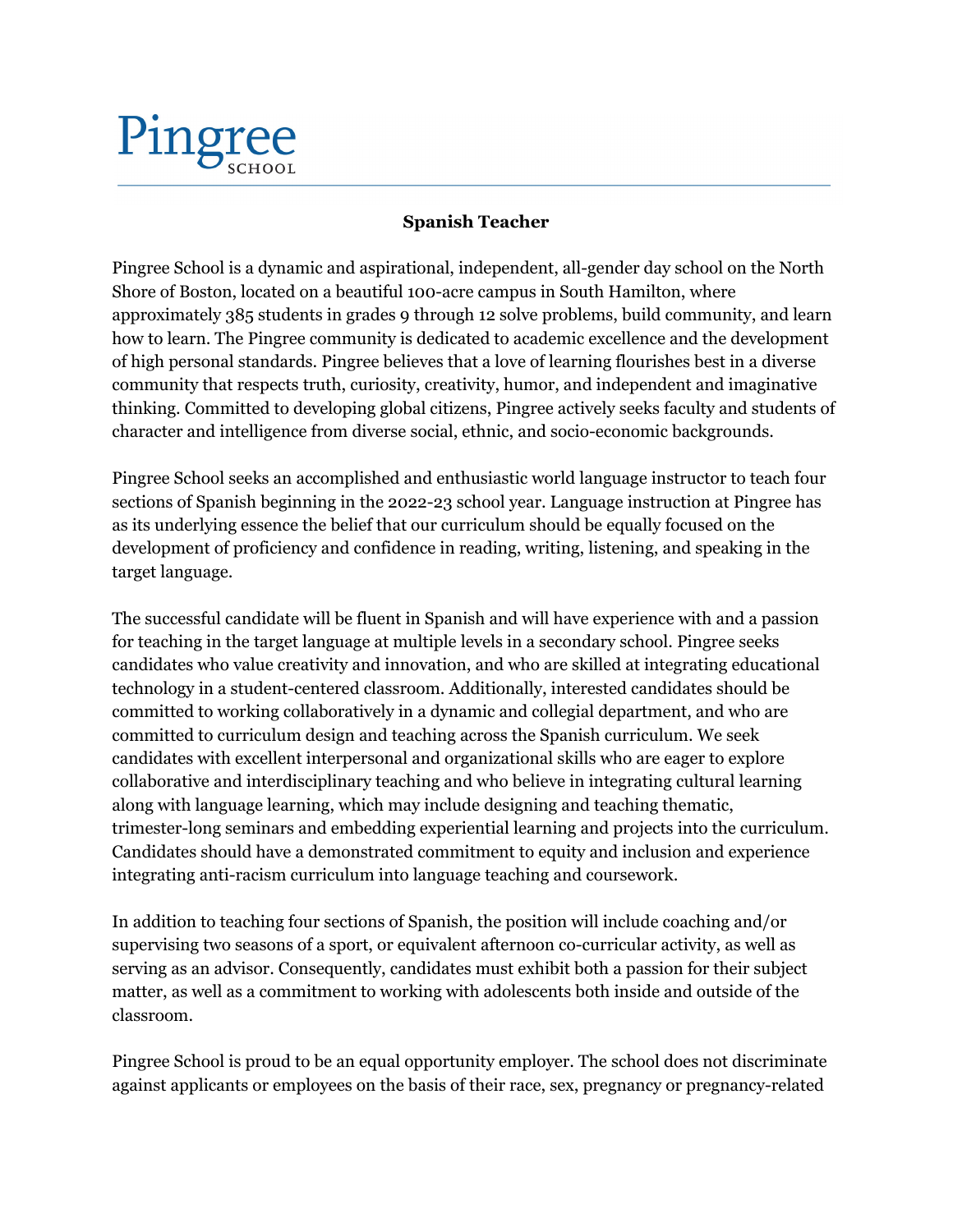Pingree SCHOOL

# Spanish Teacher

Pingree School is a dynamic and aspirational, independent, all-gender day school on the North Shore of Boston, located on a beautiful 100-acre campus in South Hamilton, where approximately 385 students in grades 9 through 12 solve problems, build community, and learn how to learn. The Pingree community is dedicated to academic excellence and the development of high personal standards. Pingree believes that a love of learning flourishes best in a diverse community that respects truth, curiosity, creativity, humor, and independent and imaginative thinking. Committed to developing global citizens, Pingree actively seeks faculty and students of character and intelligence from diverse social, ethnic, and socio-economic backgrounds.

Pingree School seeks an accomplished and enthusiastic world language instructor to teach four sections of Spanish beginning in the 2022-23 school year. Language instruction at Pingree has as its underlying essence the belief that our curriculum should be equally focused on the development of proficiency and confidence in reading, writing, listening, and speaking in the target language.

The successful candidate will be fluent in Spanish and will have experience with and a passion for teaching in the target language at multiple levels in a secondary school. Pingree seeks candidates who value creativity and innovation, and who are skilled at integrating educational technology in a student-centered classroom. Additionally, interested candidates should be committed to working collaboratively in a dynamic and collegial department, and who are committed to curriculum design and teaching across the Spanish curriculum. We seek candidates with excellent interpersonal and organizational skills who are eager to explore collaborative and interdisciplinary teaching and who believe in integrating cultural learning along with language learning, which may include designing and teaching thematic, trimester-long seminars and embedding experiential learning and projects into the curriculum. Candidates should have a demonstrated commitment to equity and inclusion and experience integrating anti-racism curriculum into language teaching and coursework.

In addition to teaching four sections of Spanish, the position will include coaching and/or supervising two seasons of a sport, or equivalent afternoon co-curricular activity, as well as serving as an advisor. Consequently, candidates must exhibit both a passion for their subject matter, as well as a commitment to working with adolescents both inside and outside of the classroom.

Pingree School is proud to be an equal opportunity employer. The school does not discriminate against applicants or employees on the basis of their race, sex, pregnancy or pregnancy-related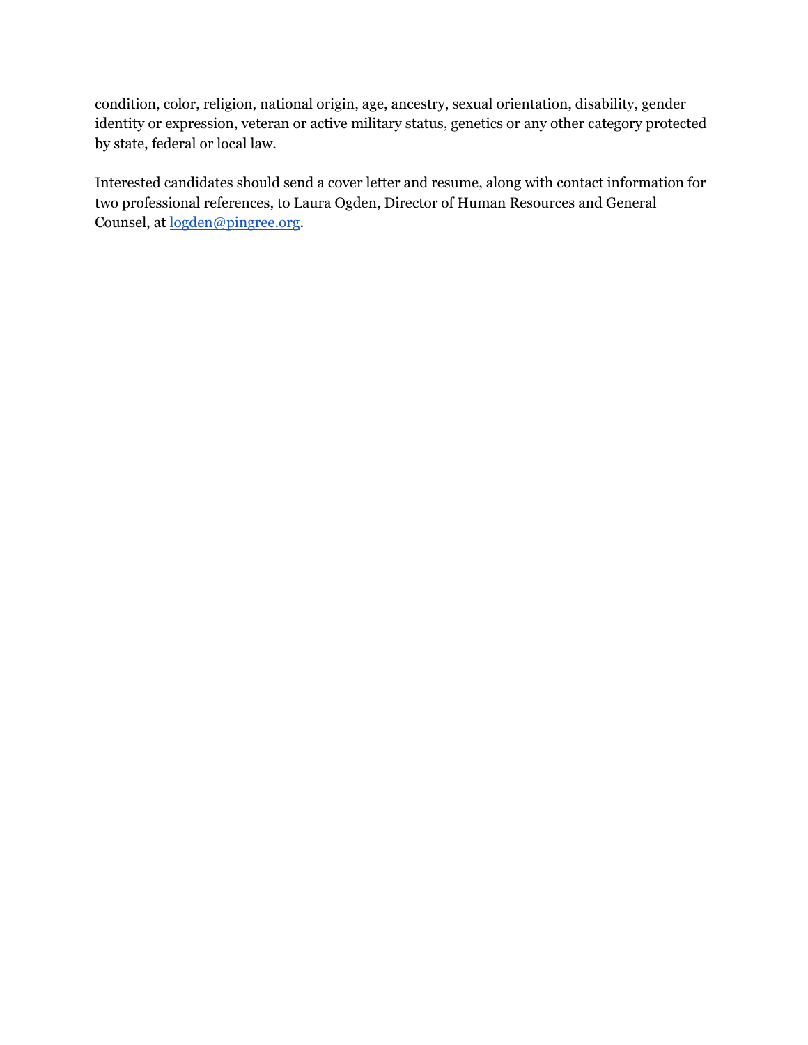condition, color, religion, national origin, age, ancestry, sexual orientation, disability, gender identity or expression, veteran or active military status, genetics or any other category protected by state, federal or local law.

Interested candidates should send a cover letter and resume, along with contact information for two professional references, to Laura Ogden, Director of Human Resources and General Counsel, at [logden@pingree.org](mailto:logden@pingree.org).